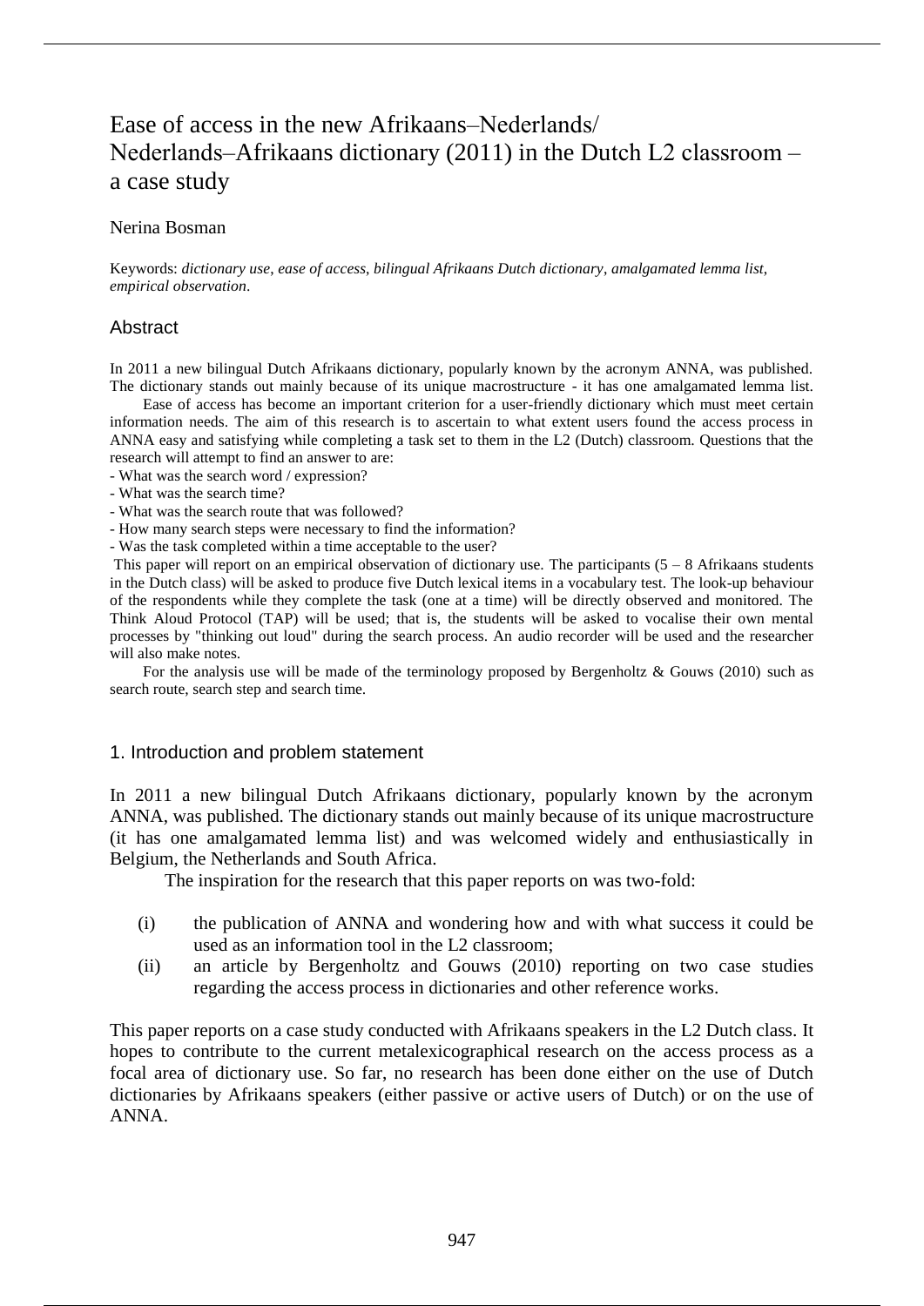# Ease of access in the new Afrikaans–Nederlands/ Nederlands–Afrikaans dictionary (2011) in the Dutch L2 classroom – a case study

Nerina Bosman

Keywords: *dictionary use*, *ease of access*, *bilingual Afrikaans Dutch dictionary*, *amalgamated lemma list*, *empirical observation*.

## Abstract

In 2011 a new bilingual Dutch Afrikaans dictionary, popularly known by the acronym ANNA, was published. The dictionary stands out mainly because of its unique macrostructure - it has one amalgamated lemma list.

Ease of access has become an important criterion for a user-friendly dictionary which must meet certain information needs. The aim of this research is to ascertain to what extent users found the access process in ANNA easy and satisfying while completing a task set to them in the L2 (Dutch) classroom. Questions that the research will attempt to find an answer to are:

- What was the search word / expression?
- What was the search time?
- What was the search route that was followed?
- How many search steps were necessary to find the information?
- Was the task completed within a time acceptable to the user?

This paper will report on an empirical observation of dictionary use. The participants (5 – 8 Afrikaans students in the Dutch class) will be asked to produce five Dutch lexical items in a vocabulary test. The look-up behaviour of the respondents while they complete the task (one at a time) will be directly observed and monitored. The Think Aloud Protocol (TAP) will be used; that is, the students will be asked to vocalise their own mental processes by "thinking out loud" during the search process. An audio recorder will be used and the researcher will also make notes.

For the analysis use will be made of the terminology proposed by Bergenholtz & Gouws (2010) such as search route, search step and search time.

## 1. Introduction and problem statement

In 2011 a new bilingual Dutch Afrikaans dictionary, popularly known by the acronym ANNA, was published. The dictionary stands out mainly because of its unique macrostructure (it has one amalgamated lemma list) and was welcomed widely and enthusiastically in Belgium, the Netherlands and South Africa.

The inspiration for the research that this paper reports on was two-fold:

(i) the publication of ANNA and wondering how and with what success it could be used as an information tool in the L2 classroom;

(ii) an article by Bergenholtz and Gouws (2010) reporting on two case studies regarding the access process in dictionaries and other reference works.

This paper reports on a case study conducted with Afrikaans speakers in the L2 Dutch class. It hopes to contribute to the current metalexicographical research on the access process as a focal area of dictionary use. So far, no research has been done either on the use of Dutch dictionaries by Afrikaans speakers (either passive or active users of Dutch) or on the use of ANNA.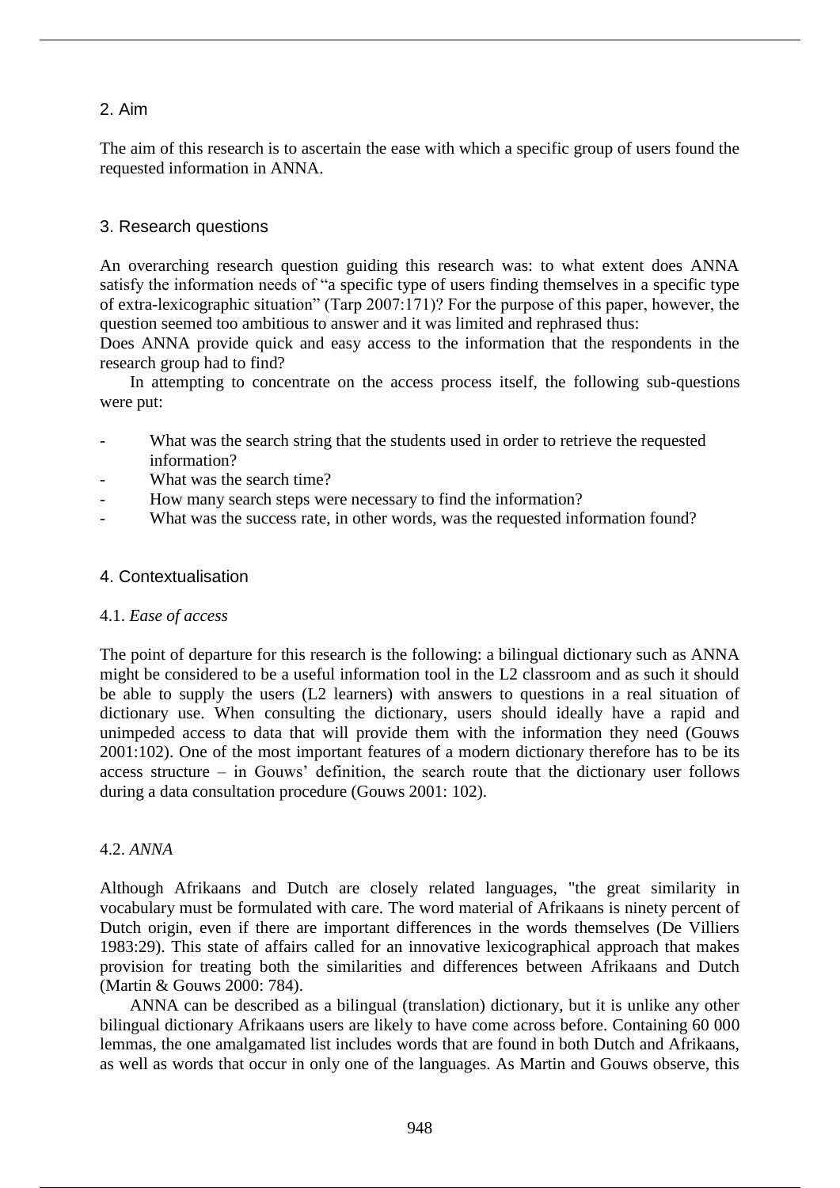## 2. Aim

The aim of this research is to ascertain the ease with which a specific group of users found the requested information in ANNA.

## 3. Research questions

An overarching research question guiding this research was: to what extent does ANNA satisfy the information needs of "a specific type of users finding themselves in a specific type of extra-lexicographic situation" (Tarp 2007:171)? For the purpose of this paper, however, the question seemed too ambitious to answer and it was limited and rephrased thus:
Does ANNA provide quick and easy access to the information that the respondents in the research group had to find?

In attempting to concentrate on the access process itself, the following sub-questions were put:

- What was the search string that the students used in order to retrieve the requested information?
- What was the search time?
- How many search steps were necessary to find the information?
- What was the success rate, in other words, was the requested information found?

## 4. Contextualisation

### 4.1. *Ease of access*

The point of departure for this research is the following: a bilingual dictionary such as ANNA might be considered to be a useful information tool in the L2 classroom and as such it should be able to supply the users (L2 learners) with answers to questions in a real situation of dictionary use. When consulting the dictionary, users should ideally have a rapid and unimpeded access to data that will provide them with the information they need (Gouws 2001:102). One of the most important features of a modern dictionary therefore has to be its access structure – in Gouws' definition, the search route that the dictionary user follows during a data consultation procedure (Gouws 2001: 102).

### 4.2. *ANNA*

Although Afrikaans and Dutch are closely related languages, "the great similarity in vocabulary must be formulated with care. The word material of Afrikaans is ninety percent of Dutch origin, even if there are important differences in the words themselves (De Villiers 1983:29). This state of affairs called for an innovative lexicographical approach that makes provision for treating both the similarities and differences between Afrikaans and Dutch (Martin & Gouws 2000: 784).

ANNA can be described as a bilingual (translation) dictionary, but it is unlike any other bilingual dictionary Afrikaans users are likely to have come across before. Containing 60 000 lemmas, the one amalgamated list includes words that are found in both Dutch and Afrikaans, as well as words that occur in only one of the languages. As Martin and Gouws observe, this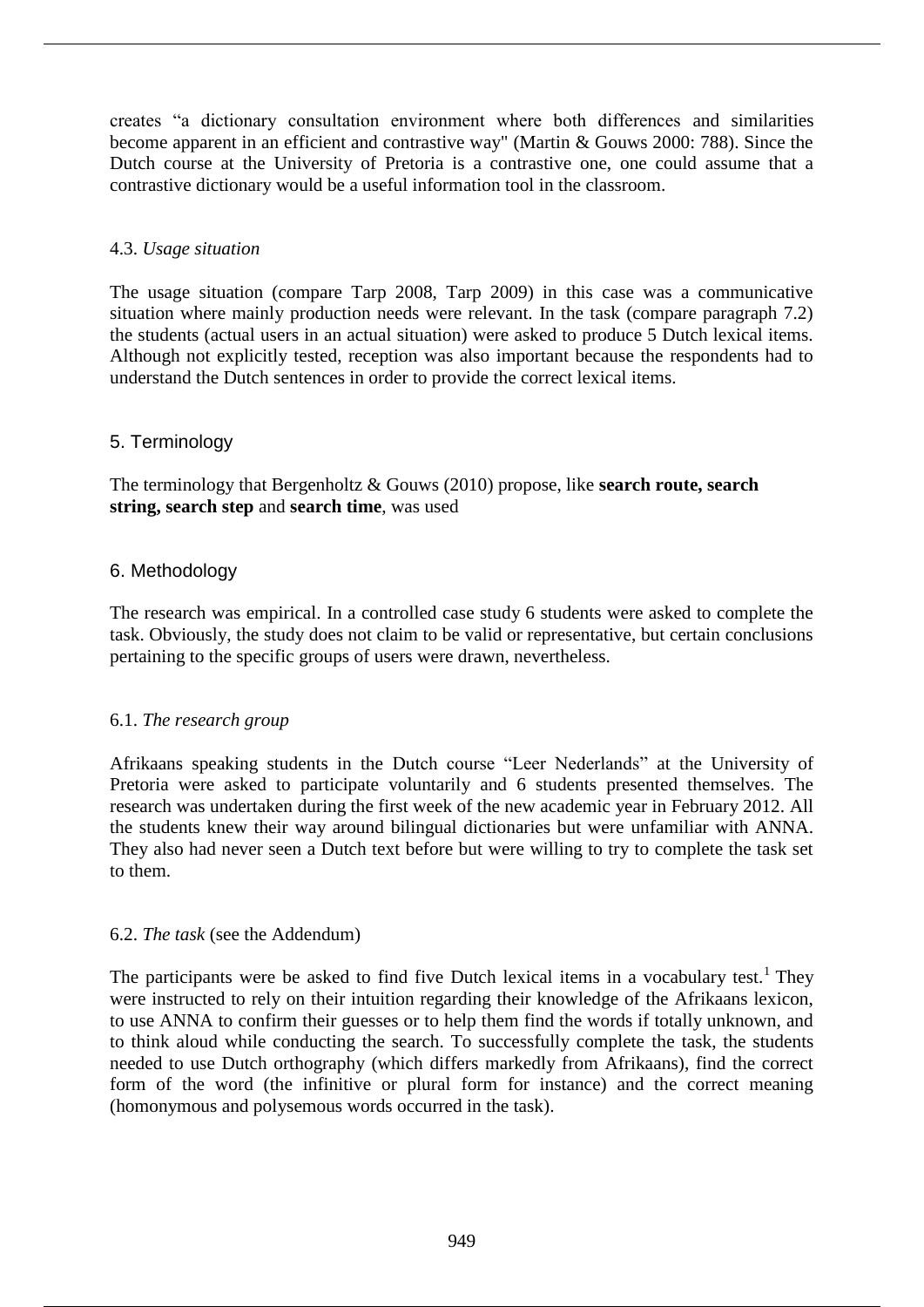creates "a dictionary consultation environment where both differences and similarities become apparent in an efficient and contrastive way" (Martin & Gouws 2000: 788). Since the Dutch course at the University of Pretoria is a contrastive one, one could assume that a contrastive dictionary would be a useful information tool in the classroom.

### 4.3. *Usage situation*

The usage situation (compare Tarp 2008, Tarp 2009) in this case was a communicative situation where mainly production needs were relevant. In the task (compare paragraph 7.2) the students (actual users in an actual situation) were asked to produce 5 Dutch lexical items. Although not explicitly tested, reception was also important because the respondents had to understand the Dutch sentences in order to provide the correct lexical items.

## 5. Terminology

The terminology that Bergenholtz & Gouws (2010) propose, like **search route, search string, search step** and **search time**, was used

## 6. Methodology

The research was empirical. In a controlled case study 6 students were asked to complete the task. Obviously, the study does not claim to be valid or representative, but certain conclusions pertaining to the specific groups of users were drawn, nevertheless.

### 6.1. *The research group*

Afrikaans speaking students in the Dutch course "Leer Nederlands" at the University of Pretoria were asked to participate voluntarily and 6 students presented themselves. The research was undertaken during the first week of the new academic year in February 2012. All the students knew their way around bilingual dictionaries but were unfamiliar with ANNA. They also had never seen a Dutch text before but were willing to try to complete the task set to them.

### 6.2. *The task* (see the Addendum)

The participants were be asked to find five Dutch lexical items in a vocabulary test.[1] They were instructed to rely on their intuition regarding their knowledge of the Afrikaans lexicon, to use ANNA to confirm their guesses or to help them find the words if totally unknown, and to think aloud while conducting the search. To successfully complete the task, the students needed to use Dutch orthography (which differs markedly from Afrikaans), find the correct form of the word (the infinitive or plural form for instance) and the correct meaning (homonymous and polysemous words occurred in the task).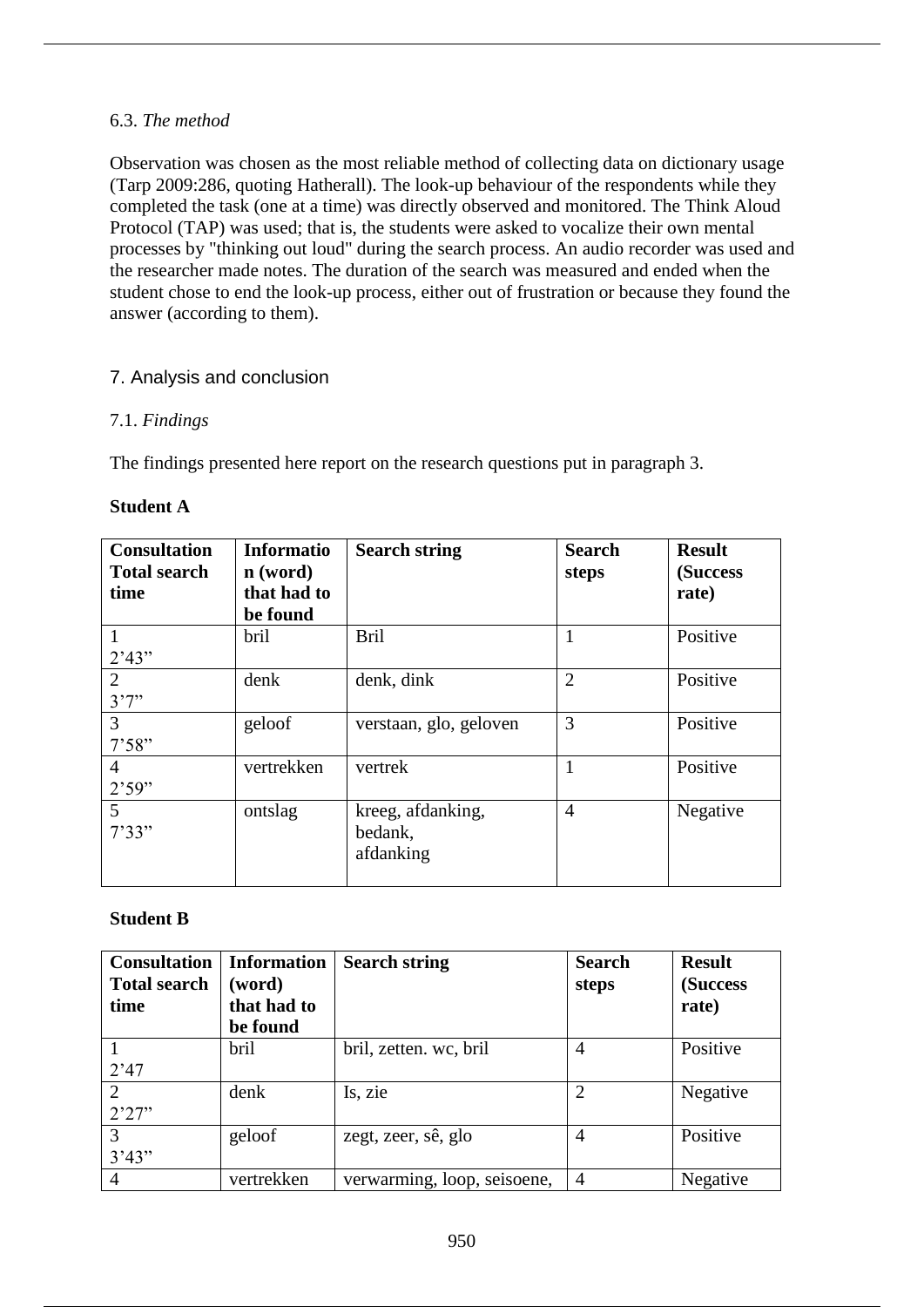6.3. *The method*

Observation was chosen as the most reliable method of collecting data on dictionary usage (Tarp 2009:286, quoting Hatherall). The look-up behaviour of the respondents while they completed the task (one at a time) was directly observed and monitored. The Think Aloud Protocol (TAP) was used; that is, the students were asked to vocalize their own mental processes by "thinking out loud" during the search process. An audio recorder was used and the researcher made notes. The duration of the search was measured and ended when the student chose to end the look-up process, either out of frustration or because they found the answer (according to them).

## 7. Analysis and conclusion

7.1. *Findings*

The findings presented here report on the research questions put in paragraph 3.

**Student A**

| Consultation Total search time | Information (word) that had to be found | Search string | Search steps | Result (Success rate) |
|---|---|---|---|---|
| 1<br>2'43" | bril | Bril | 1 | Positive |
| 2<br>3'7" | denk | denk, dink | 2 | Positive |
| 3<br>7'58" | geloof | verstaan, glo, geloven | 3 | Positive |
| 4<br>2'59" | vertrekken | vertrek | 1 | Positive |
| 5<br>7'33" | ontslag | kreeg, afdanking, bedank, afdanking | 4 | Negative |

**Student B**

| Consultation Total search time | Information (word) that had to be found | Search string | Search steps | Result (Success rate) |
|---|---|---|---|---|
| 1<br>2'47 | bril | bril, zetten. wc, bril | 4 | Positive |
| 2<br>2'27" | denk | Is, zie | 2 | Negative |
| 3<br>3'43" | geloof | zegt, zeer, sê, glo | 4 | Positive |
| 4 | vertrekken | verwarming, loop, seisoene, | 4 | Negative |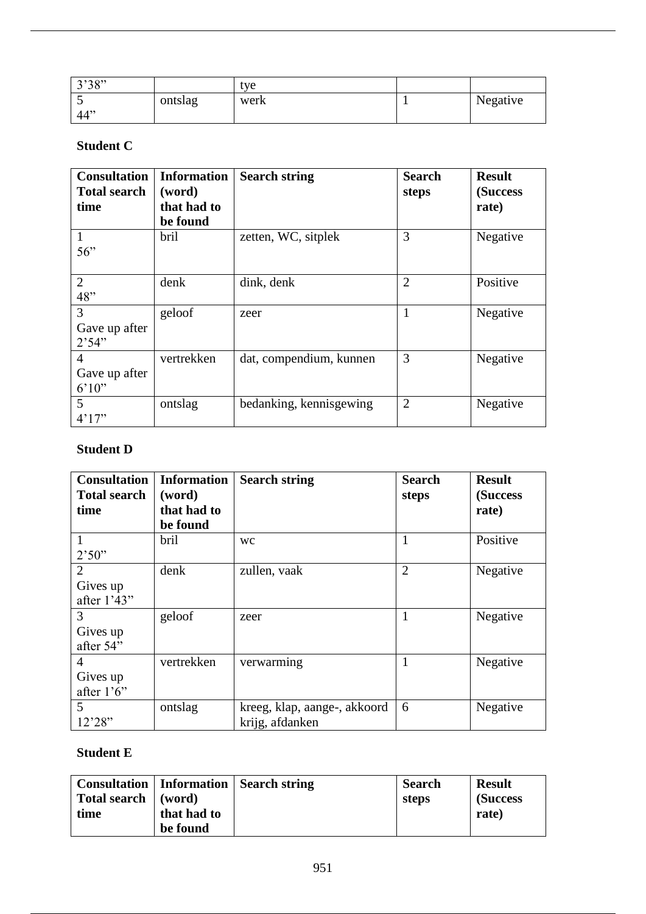| 3'38" | | tye | | |
|---|---|---|---|---|
| 5<br>44" | ontslag | werk | 1 | Negative |

**Student C**

| Consultation Total search time | Information (word) that had to be found | Search string | Search steps | Result (Success rate) |
|---|---|---|---|---|
| 1<br>56" | bril | zetten, WC, sitplek | 3 | Negative |
| 2<br>48" | denk | dink, denk | 2 | Positive |
| 3<br>Gave up after 2'54" | geloof | zeer | 1 | Negative |
| 4<br>Gave up after 6'10" | vertrekken | dat, compendium, kunnen | 3 | Negative |
| 5<br>4'17" | ontslag | bedanking, kennisgewing | 2 | Negative |

**Student D**

| Consultation Total search time | Information (word) that had to be found | Search string | Search steps | Result (Success rate) |
|---|---|---|---|---|
| 1<br>2'50" | bril | wc | 1 | Positive |
| 2<br>Gives up after 1'43" | denk | zullen, vaak | 2 | Negative |
| 3<br>Gives up after 54" | geloof | zeer | 1 | Negative |
| 4<br>Gives up after 1'6" | vertrekken | verwarming | 1 | Negative |
| 5<br>12'28" | ontslag | kreeg, klap, aange-, akkoord krijg, afdanken | 6 | Negative |

**Student E**

| Consultation Total search time | Information (word) that had to be found | Search string | Search steps | Result (Success rate) |
|---|---|---|---|---|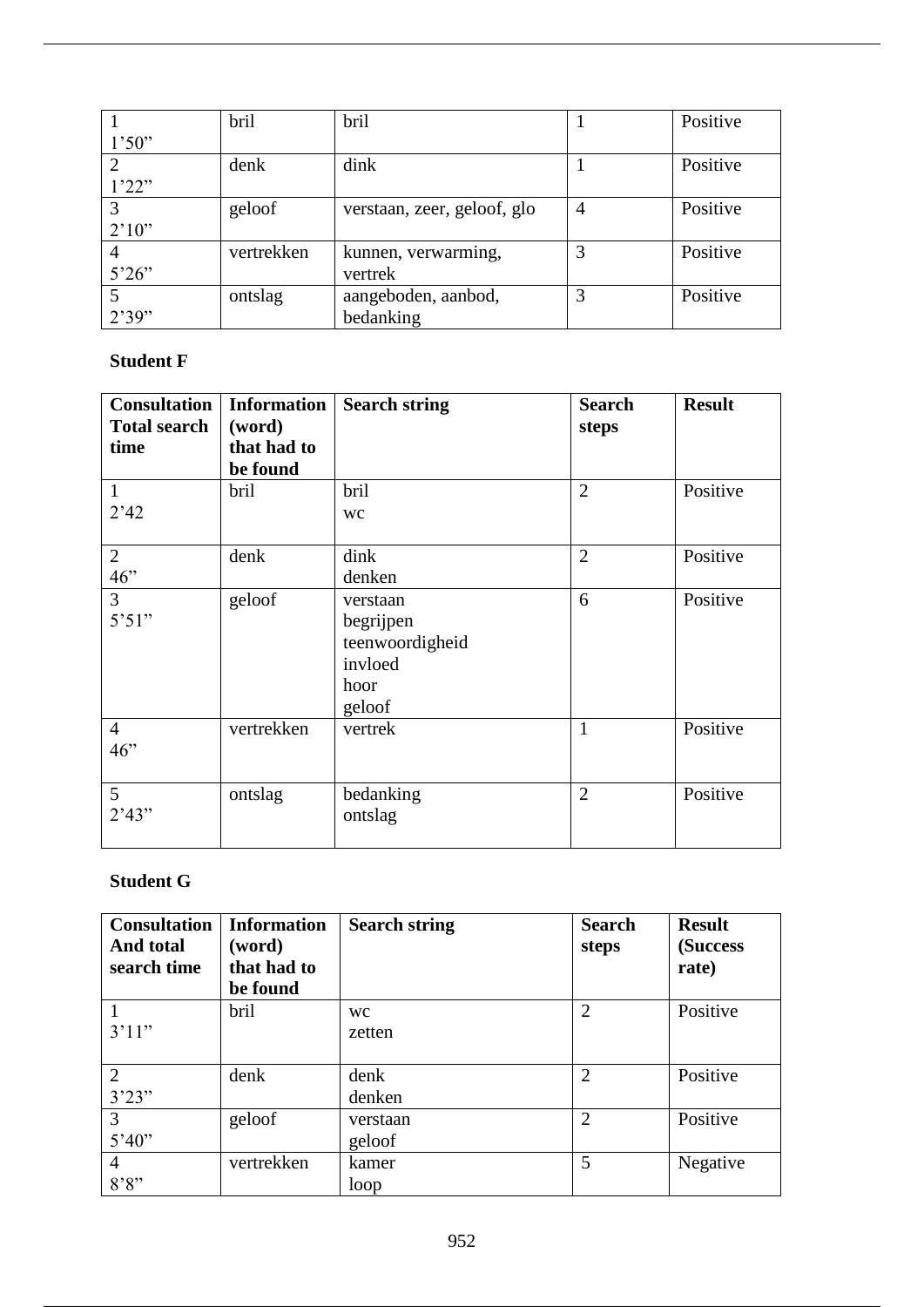| | | | | |
|---|---|---|---|---|
| 1<br>1'50" | bril | bril | 1 | Positive |
| 2<br>1'22" | denk | dink | 1 | Positive |
| 3<br>2'10" | geloof | verstaan, zeer, geloof, glo | 4 | Positive |
| 4<br>5'26" | vertrekken | kunnen, verwarming, vertrek | 3 | Positive |
| 5<br>2'39" | ontslag | aangeboden, aanbod, bedanking | 3 | Positive |

**Student F**

| Consultation Total search time | Information (word) that had to be found | Search string | Search steps | Result |
|---|---|---|---|---|
| 1<br>2'42 | bril | bril<br>wc | 2 | Positive |
| 2<br>46" | denk | dink<br>denken | 2 | Positive |
| 3<br>5'51" | geloof | verstaan<br>begrijpen<br>teenwoordigheid<br>invloed<br>hoor<br>geloof | 6 | Positive |
| 4<br>46" | vertrekken | vertrek | 1 | Positive |
| 5<br>2'43" | ontslag | bedanking<br>ontslag | 2 | Positive |

**Student G**

| Consultation And total search time | Information (word) that had to be found | Search string | Search steps | Result (Success rate) |
|---|---|---|---|---|
| 1<br>3'11" | bril | wc<br>zetten | 2 | Positive |
| 2<br>3'23" | denk | denk<br>denken | 2 | Positive |
| 3<br>5'40" | geloof | verstaan<br>geloof | 2 | Positive |
| 4<br>8'8" | vertrekken | kamer<br>loop | 5 | Negative |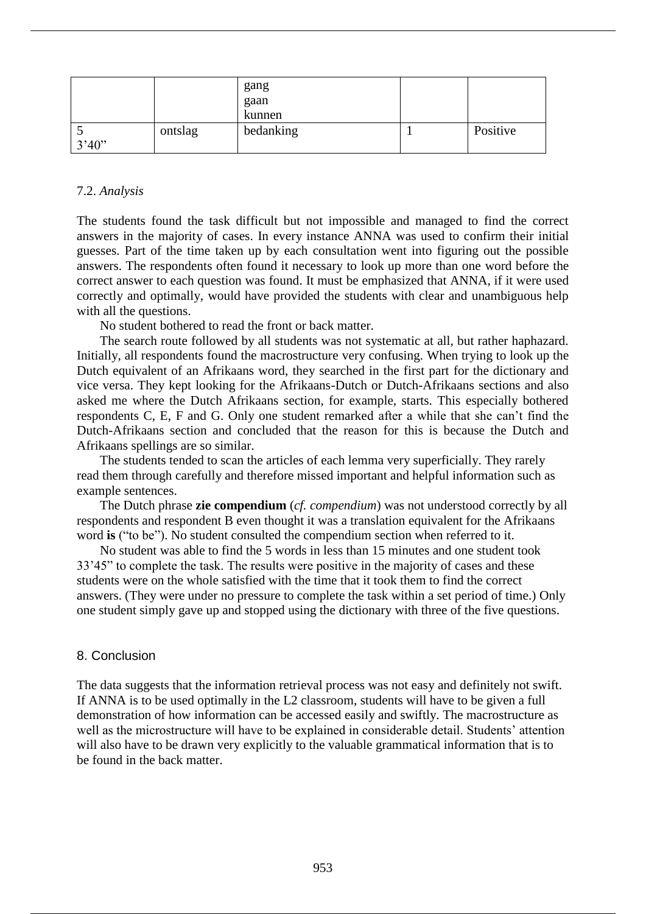|  |  | gang<br>gaan<br>kunnen |  |  |
| --- | --- | --- | --- | --- |
| 5<br>3'40" | ontslag | bedanking | 1 | Positive |

7.2. *Analysis*

The students found the task difficult but not impossible and managed to find the correct answers in the majority of cases. In every instance ANNA was used to confirm their initial guesses. Part of the time taken up by each consultation went into figuring out the possible answers. The respondents often found it necessary to look up more than one word before the correct answer to each question was found. It must be emphasized that ANNA, if it were used correctly and optimally, would have provided the students with clear and unambiguous help with all the questions.

No student bothered to read the front or back matter.

The search route followed by all students was not systematic at all, but rather haphazard. Initially, all respondents found the macrostructure very confusing. When trying to look up the Dutch equivalent of an Afrikaans word, they searched in the first part for the dictionary and vice versa. They kept looking for the Afrikaans-Dutch or Dutch-Afrikaans sections and also asked me where the Dutch Afrikaans section, for example, starts. This especially bothered respondents C, E, F and G. Only one student remarked after a while that she can't find the Dutch-Afrikaans section and concluded that the reason for this is because the Dutch and Afrikaans spellings are so similar.

The students tended to scan the articles of each lemma very superficially. They rarely read them through carefully and therefore missed important and helpful information such as example sentences.

The Dutch phrase **zie compendium** (*cf. compendium*) was not understood correctly by all respondents and respondent B even thought it was a translation equivalent for the Afrikaans word **is** ("to be"). No student consulted the compendium section when referred to it.

No student was able to find the 5 words in less than 15 minutes and one student took 33'45" to complete the task. The results were positive in the majority of cases and these students were on the whole satisfied with the time that it took them to find the correct answers. (They were under no pressure to complete the task within a set period of time.) Only one student simply gave up and stopped using the dictionary with three of the five questions.

## 8. Conclusion

The data suggests that the information retrieval process was not easy and definitely not swift. If ANNA is to be used optimally in the L2 classroom, students will have to be given a full demonstration of how information can be accessed easily and swiftly. The macrostructure as well as the microstructure will have to be explained in considerable detail. Students' attention will also have to be drawn very explicitly to the valuable grammatical information that is to be found in the back matter.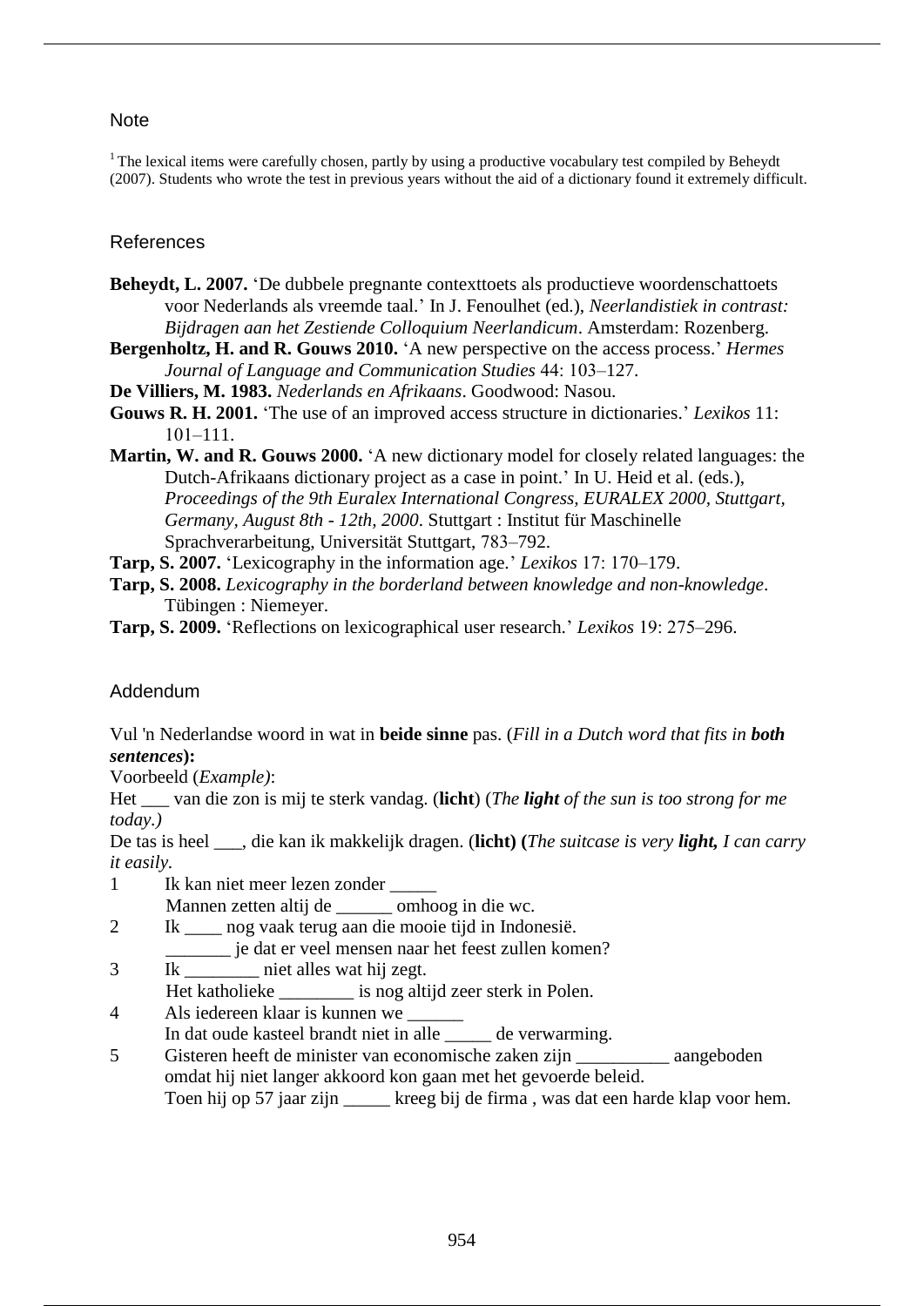## Note

[1] The lexical items were carefully chosen, partly by using a productive vocabulary test compiled by Beheydt (2007). Students who wrote the test in previous years without the aid of a dictionary found it extremely difficult.

## References

**Beheydt, L. 2007.** 'De dubbele pregnante contexttoets als productieve woordenschattoets voor Nederlands als vreemde taal.' In J. Fenoulhet (ed.), *Neerlandistiek in contrast: Bijdragen aan het Zestiende Colloquium Neerlandicum*. Amsterdam: Rozenberg.

**Bergenholtz, H. and R. Gouws 2010.** 'A new perspective on the access process.' *Hermes Journal of Language and Communication Studies* 44: 103–127.

**De Villiers, M. 1983.** *Nederlands en Afrikaans*. Goodwood: Nasou.

**Gouws R. H. 2001.** 'The use of an improved access structure in dictionaries.' *Lexikos* 11: 101–111.

**Martin, W. and R. Gouws 2000.** 'A new dictionary model for closely related languages: the Dutch-Afrikaans dictionary project as a case in point.' In U. Heid et al. (eds.), *Proceedings of the 9th Euralex International Congress, EURALEX 2000, Stuttgart, Germany, August 8th - 12th, 2000*. Stuttgart : Institut für Maschinelle Sprachverarbeitung, Universität Stuttgart, 783–792.

**Tarp, S. 2007.** 'Lexicography in the information age.' *Lexikos* 17: 170–179.

**Tarp, S. 2008.** *Lexicography in the borderland between knowledge and non-knowledge*. Tübingen : Niemeyer.

**Tarp, S. 2009.** 'Reflections on lexicographical user research.' *Lexikos* 19: 275–296.

## Addendum

Vul 'n Nederlandse woord in wat in **beide sinne** pas. (*Fill in a Dutch word that fits in **both sentences***):

Voorbeeld (*Example)*:

Het ___ van die zon is mij te sterk vandag. (**licht**) (*The **light** of the sun is too strong for me today.)*

De tas is heel ___, die kan ik makkelijk dragen. (**licht) (***The suitcase is very **light,** I can carry it easily.*

1 Ik kan niet meer lezen zonder _____
   Mannen zetten altij de ______ omhoog in die wc.

2 Ik ____ nog vaak terug aan die mooie tijd in Indonesië.
   _______ je dat er veel mensen naar het feest zullen komen?

3 Ik ________ niet alles wat hij zegt.
   Het katholieke ________ is nog altijd zeer sterk in Polen.

4 Als iedereen klaar is kunnen we ______
   In dat oude kasteel brandt niet in alle _____ de verwarming.

5 Gisteren heeft de minister van economische zaken zijn __________ aangeboden omdat hij niet langer akkoord kon gaan met het gevoerde beleid.
   Toen hij op 57 jaar zijn _____ kreeg bij de firma , was dat een harde klap voor hem.